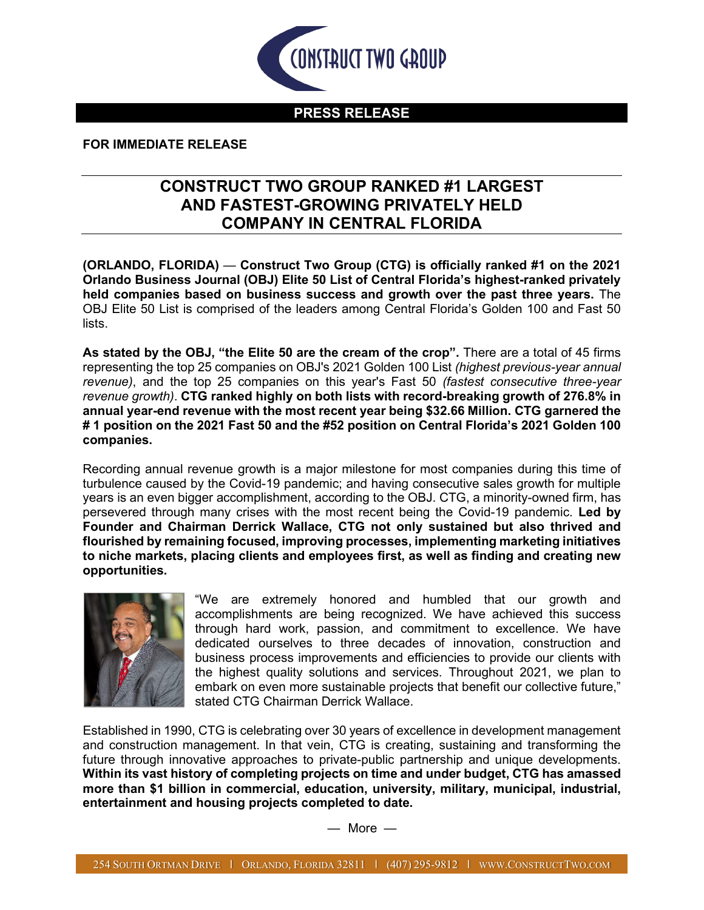**PRESS RELEASE**

**FOR IMMEDIATE RELEASE**

# CONSTRUCT TWO GROUP RANKED #1 LARGEST AND FASTEST-GROWING PRIVATELY HELD COMPANY IN CENTRAL FLORIDA

**(ORLANDO, FLORIDA) — Construct Two Group (CTG) is officially ranked #1 on the 2021 Orlando Business Journal (OBJ) Elite 50 List of Central Florida's highest-ranked privately held companies based on business success and growth over the past three years.** The OBJ Elite 50 List is comprised of the leaders among Central Florida's Golden 100 and Fast 50 lists.

**As stated by the OBJ, "the Elite 50 are the cream of the crop".** There are a total of 45 firms representing the top 25 companies on OBJ's 2021 Golden 100 List *(highest previous-year annual revenue)*, and the top 25 companies on this year's Fast 50 *(fastest consecutive three-year revenue growth)*. **CTG ranked highly on both lists with record-breaking growth of 276.8% in annual year-end revenue with the most recent year being $32.66 Million. CTG garnered the # 1 position on the 2021 Fast 50 and the #52 position on Central Florida's 2021 Golden 100 companies.**

Recording annual revenue growth is a major milestone for most companies during this time of turbulence caused by the Covid-19 pandemic; and having consecutive sales growth for multiple years is an even bigger accomplishment, according to the OBJ. CTG, a minority-owned firm, has persevered through many crises with the most recent being the Covid-19 pandemic. **Led by Founder and Chairman Derrick Wallace, CTG not only sustained but also thrived and flourished by remaining focused, improving processes, implementing marketing initiatives to niche markets, placing clients and employees first, as well as finding and creating new opportunities.**

"We are extremely honored and humbled that our growth and accomplishments are being recognized. We have achieved this success through hard work, passion, and commitment to excellence. We have dedicated ourselves to three decades of innovation, construction and business process improvements and efficiencies to provide our clients with the highest quality solutions and services. Throughout 2021, we plan to embark on even more sustainable projects that benefit our collective future," stated CTG Chairman Derrick Wallace.

Established in 1990, CTG is celebrating over 30 years of excellence in development management and construction management. In that vein, CTG is creating, sustaining and transforming the future through innovative approaches to private-public partnership and unique developments. **Within its vast history of completing projects on time and under budget, CTG has amassed more than $1 billion in commercial, education, university, military, municipal, industrial, entertainment and housing projects completed to date.**

— More —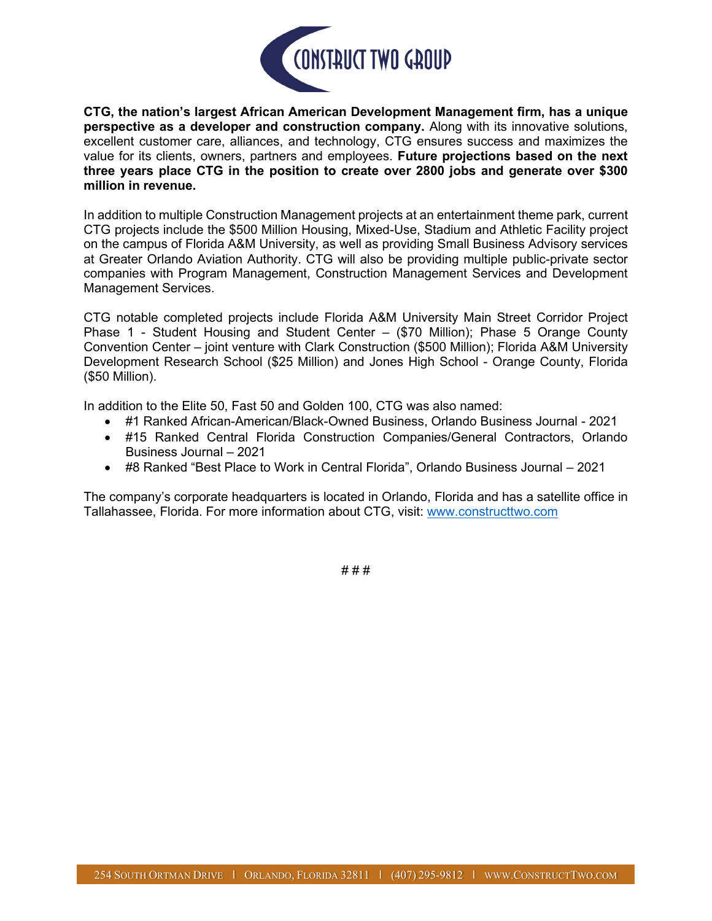**CTG, the nation's largest African American Development Management firm, has a unique perspective as a developer and construction company.** Along with its innovative solutions, excellent customer care, alliances, and technology, CTG ensures success and maximizes the value for its clients, owners, partners and employees. **Future projections based on the next three years place CTG in the position to create over 2800 jobs and generate over $300 million in revenue.**

In addition to multiple Construction Management projects at an entertainment theme park, current CTG projects include the $500 Million Housing, Mixed-Use, Stadium and Athletic Facility project on the campus of Florida A&M University, as well as providing Small Business Advisory services at Greater Orlando Aviation Authority. CTG will also be providing multiple public-private sector companies with Program Management, Construction Management Services and Development Management Services.

CTG notable completed projects include Florida A&M University Main Street Corridor Project Phase 1 - Student Housing and Student Center – ($70 Million); Phase 5 Orange County Convention Center – joint venture with Clark Construction ($500 Million); Florida A&M University Development Research School ($25 Million) and Jones High School - Orange County, Florida ($50 Million).

In addition to the Elite 50, Fast 50 and Golden 100, CTG was also named:

- #1 Ranked African-American/Black-Owned Business, Orlando Business Journal - 2021
- #15 Ranked Central Florida Construction Companies/General Contractors, Orlando Business Journal – 2021
- #8 Ranked "Best Place to Work in Central Florida", Orlando Business Journal – 2021

The company's corporate headquarters is located in Orlando, Florida and has a satellite office in Tallahassee, Florida. For more information about CTG, visit: www.constructtwo.com

# # #